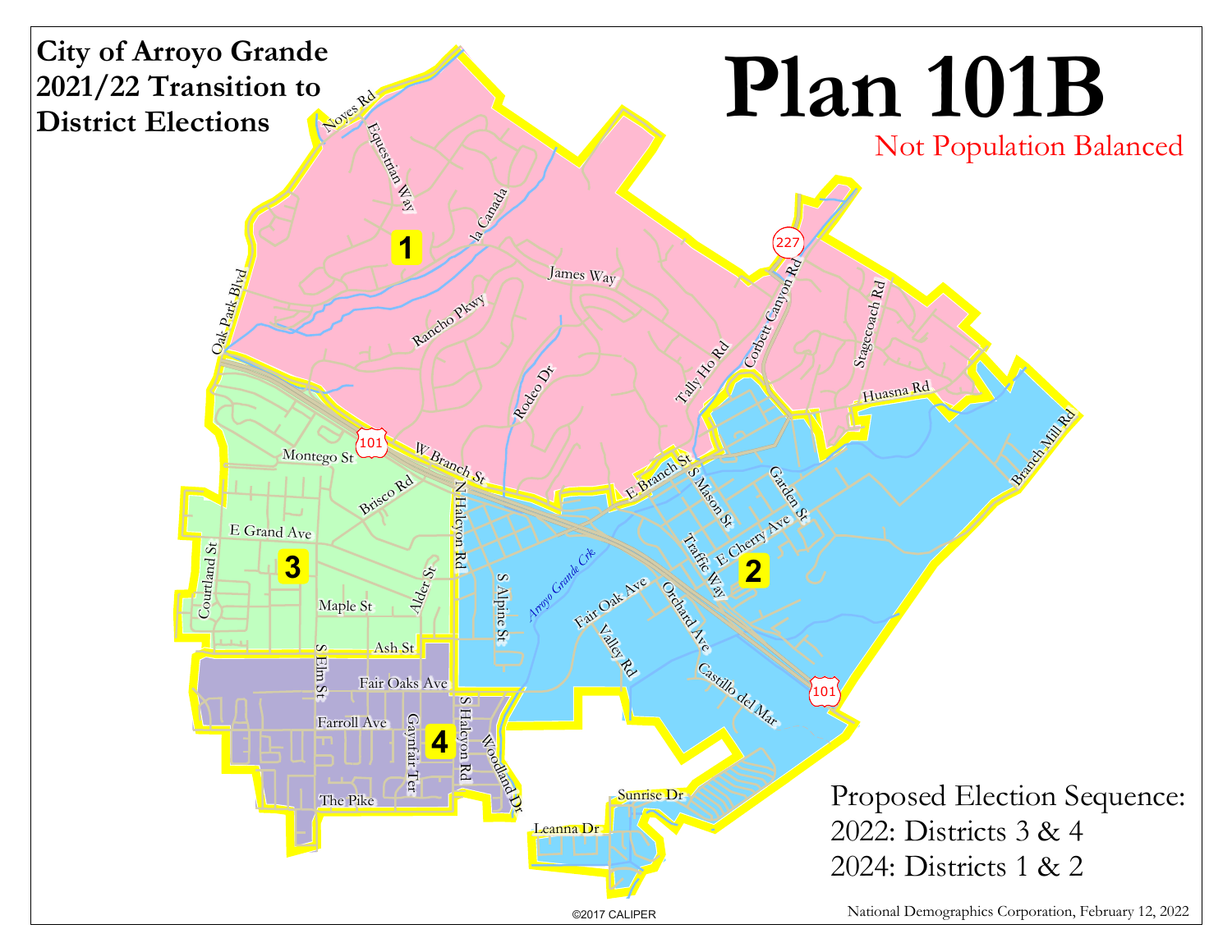# City of Arroyo Grande 2021/22 Transition to District Elections

# Plan 101B

Not Population Balanced

Proposed Election Sequence:
2022: Districts 3 & 4
2024: Districts 1 & 2

©2017 CALIPER

National Demographics Corporation, February 12, 2022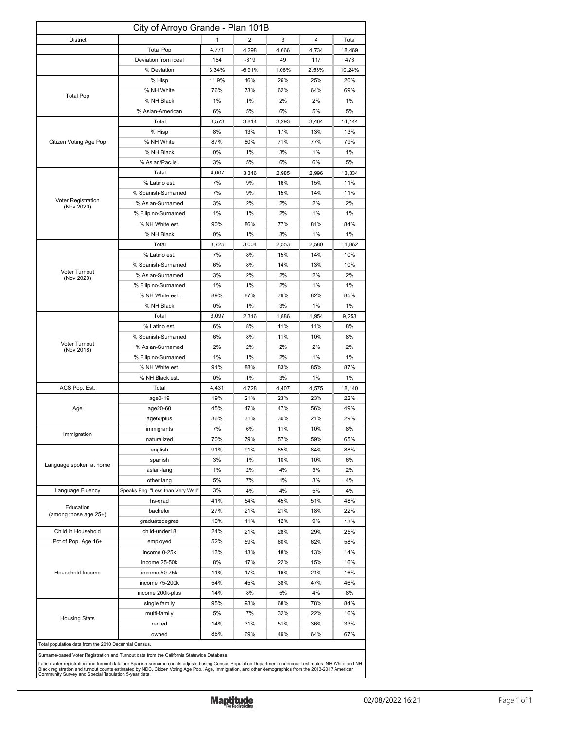# City of Arroyo Grande - Plan 101B

| District | | 1 | 2 | 3 | 4 | Total |
|---|---|---|---|---|---|---|
| | Total Pop | 4,771 | 4,298 | 4,666 | 4,734 | 18,469 |
| | Deviation from ideal | 154 | -319 | 49 | 117 | 473 |
| | % Deviation | 3.34% | -6.91% | 1.06% | 2.53% | 10.24% |
| Total Pop | % Hisp | 11.9% | 16% | 26% | 25% | 20% |
| | % NH White | 76% | 73% | 62% | 64% | 69% |
| | % NH Black | 1% | 1% | 2% | 2% | 1% |
| | % Asian-American | 6% | 5% | 6% | 5% | 5% |
| Citizen Voting Age Pop | Total | 3,573 | 3,814 | 3,293 | 3,464 | 14,144 |
| | % Hisp | 8% | 13% | 17% | 13% | 13% |
| | % NH White | 87% | 80% | 71% | 77% | 79% |
| | % NH Black | 0% | 1% | 3% | 1% | 1% |
| | % Asian/Pac.Isl. | 3% | 5% | 6% | 6% | 5% |
| Voter Registration (Nov 2020) | Total | 4,007 | 3,346 | 2,985 | 2,996 | 13,334 |
| | % Latino est. | 7% | 9% | 16% | 15% | 11% |
| | % Spanish-Surnamed | 7% | 9% | 15% | 14% | 11% |
| | % Asian-Surnamed | 3% | 2% | 2% | 2% | 2% |
| | % Filipino-Surnamed | 1% | 1% | 2% | 1% | 1% |
| | % NH White est. | 90% | 86% | 77% | 81% | 84% |
| | % NH Black | 0% | 1% | 3% | 1% | 1% |
| Voter Turnout (Nov 2020) | Total | 3,725 | 3,004 | 2,553 | 2,580 | 11,862 |
| | % Latino est. | 7% | 8% | 15% | 14% | 10% |
| | % Spanish-Surnamed | 6% | 8% | 14% | 13% | 10% |
| | % Asian-Surnamed | 3% | 2% | 2% | 2% | 2% |
| | % Filipino-Surnamed | 1% | 1% | 2% | 1% | 1% |
| | % NH White est. | 89% | 87% | 79% | 82% | 85% |
| | % NH Black | 0% | 1% | 3% | 1% | 1% |
| Voter Turnout (Nov 2018) | Total | 3,097 | 2,316 | 1,886 | 1,954 | 9,253 |
| | % Latino est. | 6% | 8% | 11% | 11% | 8% |
| | % Spanish-Surnamed | 6% | 8% | 11% | 10% | 8% |
| | % Asian-Surnamed | 2% | 2% | 2% | 2% | 2% |
| | % Filipino-Surnamed | 1% | 1% | 2% | 1% | 1% |
| | % NH White est. | 91% | 88% | 83% | 85% | 87% |
| | % NH Black est. | 0% | 1% | 3% | 1% | 1% |
| ACS Pop. Est. | Total | 4,431 | 4,728 | 4,407 | 4,575 | 18,140 |
| Age | age0-19 | 19% | 21% | 23% | 23% | 22% |
| | age20-60 | 45% | 47% | 47% | 56% | 49% |
| | age60plus | 36% | 31% | 30% | 21% | 29% |
| Immigration | immigrants | 7% | 6% | 11% | 10% | 8% |
| | naturalized | 70% | 79% | 57% | 59% | 65% |
| Language spoken at home | english | 91% | 91% | 85% | 84% | 88% |
| | spanish | 3% | 1% | 10% | 10% | 6% |
| | asian-lang | 1% | 2% | 4% | 3% | 2% |
| | other lang | 5% | 7% | 1% | 3% | 4% |
| Language Fluency | Speaks Eng. "Less than Very Well" | 3% | 4% | 4% | 5% | 4% |
| Education (among those age 25+) | hs-grad | 41% | 54% | 45% | 51% | 48% |
| | bachelor | 27% | 21% | 21% | 18% | 22% |
| | graduatedegree | 19% | 11% | 12% | 9% | 13% |
| Child in Household | child-under18 | 24% | 21% | 28% | 29% | 25% |
| Pct of Pop. Age 16+ | employed | 52% | 59% | 60% | 62% | 58% |
| Household Income | income 0-25k | 13% | 13% | 18% | 13% | 14% |
| | income 25-50k | 8% | 17% | 22% | 15% | 16% |
| | income 50-75k | 11% | 17% | 16% | 21% | 16% |
| | income 75-200k | 54% | 45% | 38% | 47% | 46% |
| | income 200k-plus | 14% | 8% | 5% | 4% | 8% |
| Housing Stats | single family | 95% | 93% | 68% | 78% | 84% |
| | multi-family | 5% | 7% | 32% | 22% | 16% |
| | rented | 14% | 31% | 51% | 36% | 33% |
| | owned | 86% | 69% | 49% | 64% | 67% |

Total population data from the 2010 Decennial Census.

Surname-based Voter Registration and Turnout data from the California Statewide Database.

Latino voter registration and turnout data are Spanish-surname counts adjusted using Census Population Department undercount estimates. NH White and NH Black registration and turnout counts estimated by NDC. Citizen Voting Age Pop., Age, Immigration, and other demographics from the 2013-2017 American Community Survey and Special Tabulation 5-year data.

Maptitude For Redistricting

02/08/2022 16:21